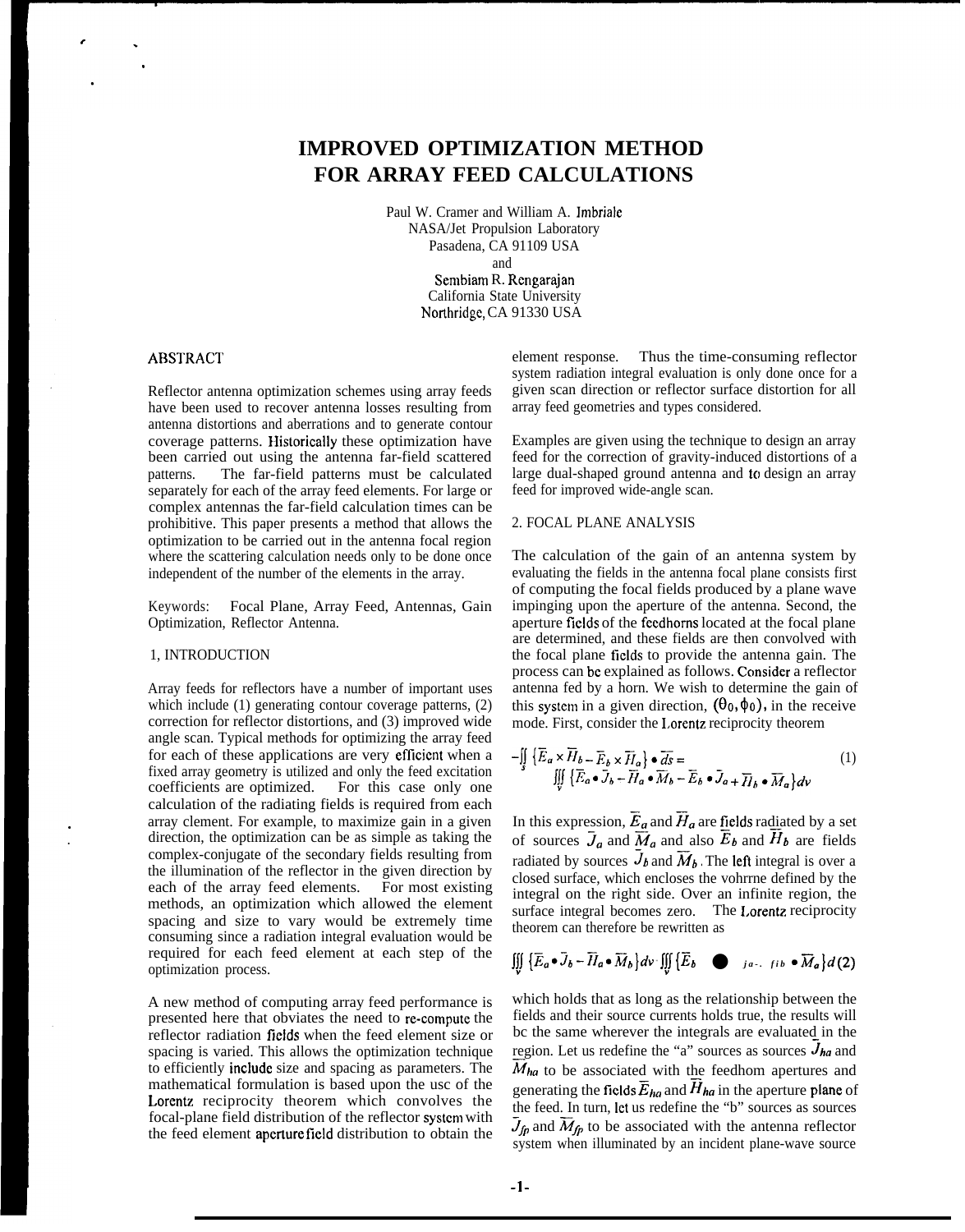# IMPROVED OPTIMIZATION METHOD FOR ARRAY FEED CALCULATIONS

Paul W. Cramer and William A. Imbriale
NASA/Jet Propulsion Laboratory
Pasadena, CA 91109 USA
and
Sembiam R. Rengarajan
California State University
Northridge, CA 91330 USA

## ABSTRACT

Reflector antenna optimization schemes using array feeds have been used to recover antenna losses resulting from antenna distortions and aberrations and to generate contour coverage patterns. Historically these optimization have been carried out using the antenna far-field scattered patterns. The far-field patterns must be calculated separately for each of the array feed elements. For large or complex antennas the far-field calculation times can be prohibitive. This paper presents a method that allows the optimization to be carried out in the antenna focal region where the scattering calculation needs only to be done once independent of the number of the elements in the array.

Keywords: Focal Plane, Array Feed, Antennas, Gain Optimization, Reflector Antenna.

## 1, INTRODUCTION

Array feeds for reflectors have a number of important uses which include (1) generating contour coverage patterns, (2) correction for reflector distortions, and (3) improved wide angle scan. Typical methods for optimizing the array feed for each of these applications are very efficient when a fixed array geometry is utilized and only the feed excitation coefficients are optimized. For this case only one calculation of the radiating fields is required from each array clement. For example, to maximize gain in a given direction, the optimization can be as simple as taking the complex-conjugate of the secondary fields resulting from the illumination of the reflector in the given direction by each of the array feed elements. For most existing methods, an optimization which allowed the element spacing and size to vary would be extremely time consuming since a radiation integral evaluation would be required for each feed element at each step of the optimization process.

A new method of computing array feed performance is presented here that obviates the need to re-compute the reflector radiation fields when the feed element size or spacing is varied. This allows the optimization technique to efficiently include size and spacing as parameters. The mathematical formulation is based upon the usc of the Lorentz reciprocity theorem which convolves the focal-plane field distribution of the reflector system with the feed element aperture field distribution to obtain the element response. Thus the time-consuming reflector system radiation integral evaluation is only done once for a given scan direction or reflector surface distortion for all array feed geometries and types considered.

Examples are given using the technique to design an array feed for the correction of gravity-induced distortions of a large dual-shaped ground antenna and to design an array feed for improved wide-angle scan.

## 2. FOCAL PLANE ANALYSIS

The calculation of the gain of an antenna system by evaluating the fields in the antenna focal plane consists first of computing the focal fields produced by a plane wave impinging upon the aperture of the antenna. Second, the aperture fields of the feedhorns located at the focal plane are determined, and these fields are then convolved with the focal plane fields to provide the antenna gain. The process can be explained as follows. Consider a reflector antenna fed by a horn. We wish to determine the gain of this system in a given direction, $(\theta_0, \phi_0)$, in the receive mode. First, consider the Lorentz reciprocity theorem

$$-\iint_s \{\bar{E}_a \times \bar{H}_b - \bar{E}_b \times \bar{H}_a\} \bullet \overline{ds} = \iiint_v \{\bar{E}_a \bullet \bar{J}_b - \bar{H}_a \bullet \bar{M}_b - \bar{E}_b \bullet \bar{J}_a + \bar{H}_b \bullet \bar{M}_a\} dv \tag{1}$$

In this expression, $\bar{E}_a$ and $\bar{H}_a$ are fields radiated by a set of sources $\bar{J}_a$ and $\bar{M}_a$ and also $\bar{E}_b$ and $\bar{H}_b$ are fields radiated by sources $\bar{J}_b$ and $\bar{M}_b$. The left integral is over a closed surface, which encloses the vohrrne defined by the integral on the right side. Over an infinite region, the surface integral becomes zero. The Lorentz reciprocity theorem can therefore be rewritten as

$$\iiint_v \{\bar{E}_a \bullet \bar{J}_b - \bar{H}_a \bullet \bar{M}_b\} dv \cdot \iiint_v \{\bar{E}_b \bullet \bar{J}_a - \bar{H}_b \bullet \bar{M}_a\} d \tag{2}$$

which holds that as long as the relationship between the fields and their source currents holds true, the results will bc the same wherever the integrals are evaluated in the region. Let us redefine the "a" sources as sources $\bar{J}_{ha}$ and $\bar{M}_{ha}$ to be associated with the feedhom apertures and generating the fields $\bar{E}_{ha}$ and $\bar{H}_{ha}$ in the aperture plane of the feed. In turn, let us redefine the "b" sources as sources $\bar{J}_{fp}$ and $\bar{M}_{fp}$ to be associated with the antenna reflector system when illuminated by an incident plane-wave source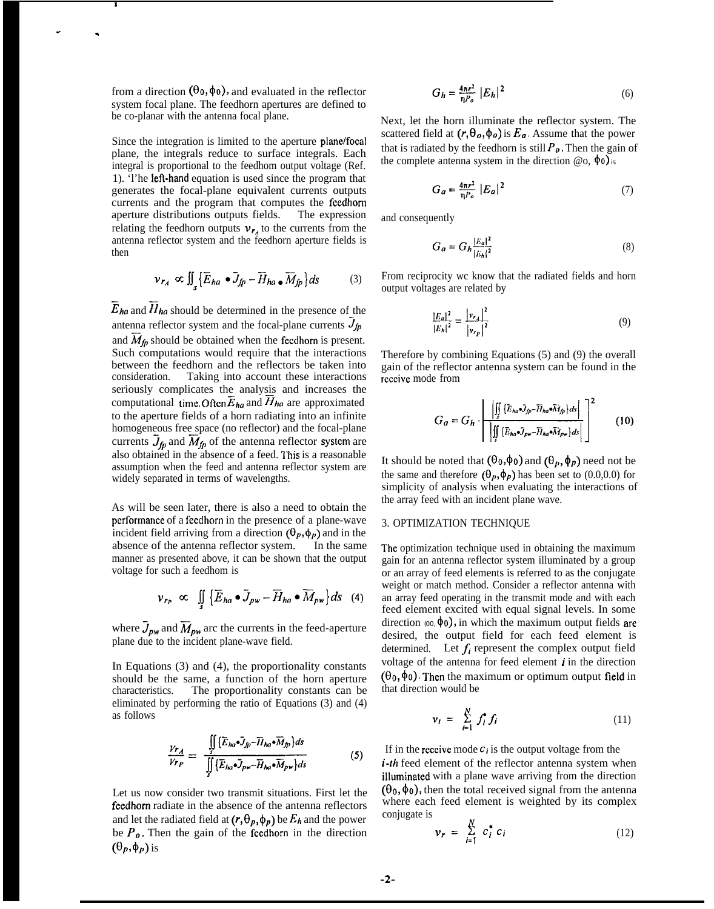from a direction $(\theta_0, \phi_0)$, and evaluated in the reflector system focal plane. The feedhorn apertures are defined to be co-planar with the antenna focal plane.

Since the integration is limited to the aperture plane/focal plane, the integrals reduce to surface integrals. Each integral is proportional to the feedhom output voltage (Ref. 1). 'l'he left-hand equation is used since the program that generates the focal-plane equivalent currents outputs currents and the program that computes the fccdhorn aperture distributions outputs fields. The expression relating the feedhorn outputs $v_{r_A}$ to the currents from the antenna reflector system and the feedhorn aperture fields is then

$$v_{r_A} \propto \iint_s \left\{\overline{E}_{ha} \bullet \overline{J}_{fp} - \overline{H}_{ha} \bullet \overline{M}_{fp}\right\} ds \tag{3}$$

$\overline{E}_{ha}$ and $\overline{H}_{ha}$ should be determined in the presence of the antenna reflector system and the focal-plane currents $\overline{J}_{fp}$ and $\overline{M}_{fp}$ should be obtained when the fccdhorn is present. Such computations would require that the interactions between the feedhorn and the reflectors be taken into consideration. Taking into account these interactions seriously complicates the analysis and increases the computational time. Often $\overline{E}_{ha}$ and $\overline{H}_{ha}$ are approximated to the aperture fields of a horn radiating into an infinite homogeneous free space (no reflector) and the focal-plane currents $\overline{J}_{fp}$ and $\overline{M}_{fp}$ of the antenna reflector systcm are also obtained in the absence of a feed. This is a reasonable assumption when the feed and antenna reflector system are widely separated in terms of wavelengths.

As will be seen later, there is also a need to obtain the pcrformance of a fccdhorn in the presence of a plane-wave incident field arriving from a direction $(\theta_p, \phi_p)$ and in the absence of the antenna reflector system. In the same manner as presented above, it can be shown that the output voltage for such a feedhom is

$$v_{r_P} \propto \iint_s \left\{\overline{E}_{ha} \bullet \overline{J}_{pw} - \overline{H}_{ha} \bullet \overline{M}_{pw}\right\} ds \tag{4}$$

where $\overline{J}_{pw}$ and $\overline{M}_{pw}$ arc the currents in the feed-aperture plane due to the incident plane-wave field.

In Equations (3) and (4), the proportionality constants should be the same, a function of the horn aperture characteristics. The proportionality constants can be eliminated by performing the ratio of Equations (3) and (4) as follows

$$\frac{v_{r_A}}{v_{r_P}} = \frac{\iint_s \{\overline{E}_{ha} \bullet \overline{J}_{fp} - \overline{H}_{ha} \bullet \overline{M}_{fp}\} ds}{\iint_s \{\overline{E}_{ha} \bullet \overline{J}_{pw} - \overline{H}_{ha} \bullet \overline{M}_{pw}\} ds} \tag{5}$$

Let us now consider two transmit situations. First let the fccdhorn radiate in the absence of the antenna reflectors and let the radiated field at $(r, \theta_p, \phi_p)$ be $E_h$ and the power be $P_o$. Then the gain of the fccdhorn in the direction $(\theta_p, \phi_p)$ is

$$G_h = \frac{4\pi r^2}{\eta P_o} |E_h|^2 \tag{6}$$

Next, let the horn illuminate the reflector system. The scattered field at $(r, \theta_o, \phi_o)$ is $E_a$. Assume that the power that is radiated by the feedhorn is still $P_o$. Then the gain of the complete antenna system in the direction $(\theta_0, \phi_0)$ is

$$G_a = \frac{4\pi r^2}{\eta P_o} |E_a|^2 \tag{7}$$

and consequently

$$G_a = G_h \frac{|E_a|^2}{|E_h|^2} \tag{8}$$

From reciprocity wc know that the radiated fields and horn output voltages are related by

$$\frac{|E_a|^2}{|E_h|^2} = \frac{|v_{r_A}|^2}{|v_{r_P}|^2} \tag{9}$$

Therefore by combining Equations (5) and (9) the overall gain of the reflector antenna system can be found in the rcceive mode from

$$G_a = G_h \cdot \left[ \frac{\left| \iint_s \{\overline{E}_{ha} \bullet \overline{J}_{fp} - \overline{H}_{ha} \bullet \overline{M}_{fp}\} ds \right|}{\left| \iint_s \{\overline{E}_{ha} \bullet \overline{J}_{pw} - \overline{H}_{ha} \bullet \overline{M}_{pw}\} ds \right|} \right]^2 \tag{10}$$

It should be noted that $(\theta_0, \phi_0)$ and $(\theta_p, \phi_p)$ need not be the same and therefore $(\theta_p, \phi_p)$ has been set to (0.0,0.0) for simplicity of analysis when evaluating the interactions of the array feed with an incident plane wave.

## 3. OPTIMIZATION TECHNIQUE

The optimization technique used in obtaining the maximum gain for an antenna reflector system illuminated by a group or an array of feed elements is referred to as the conjugate weight or match method. Consider a reflector antenna with an array feed operating in the transmit mode and with each feed element excited with equal signal levels. In some direction $(\theta_0, \phi_0)$, in which the maximum output fields are desired, the output field for each feed element is determined. Let $f_i$ represent the complex output field voltage of the antenna for feed element $i$ in the direction $(\theta_0, \phi_0)$. Then the maximum or optimum output field in that direction would be

$$v_t = \sum_{i=1}^{N} f_i^* f_i \tag{11}$$

If in the rcceive mode $c_i$ is the output voltage from the $i$-$th$ feed element of the reflector antenna system when illuminated with a plane wave arriving from the direction $(\theta_0, \phi_0)$, then the total received signal from the antenna where each feed element is weighted by its complex conjugate is

$$v_r = \sum_{i=1}^{N} c_i^* c_i \tag{12}$$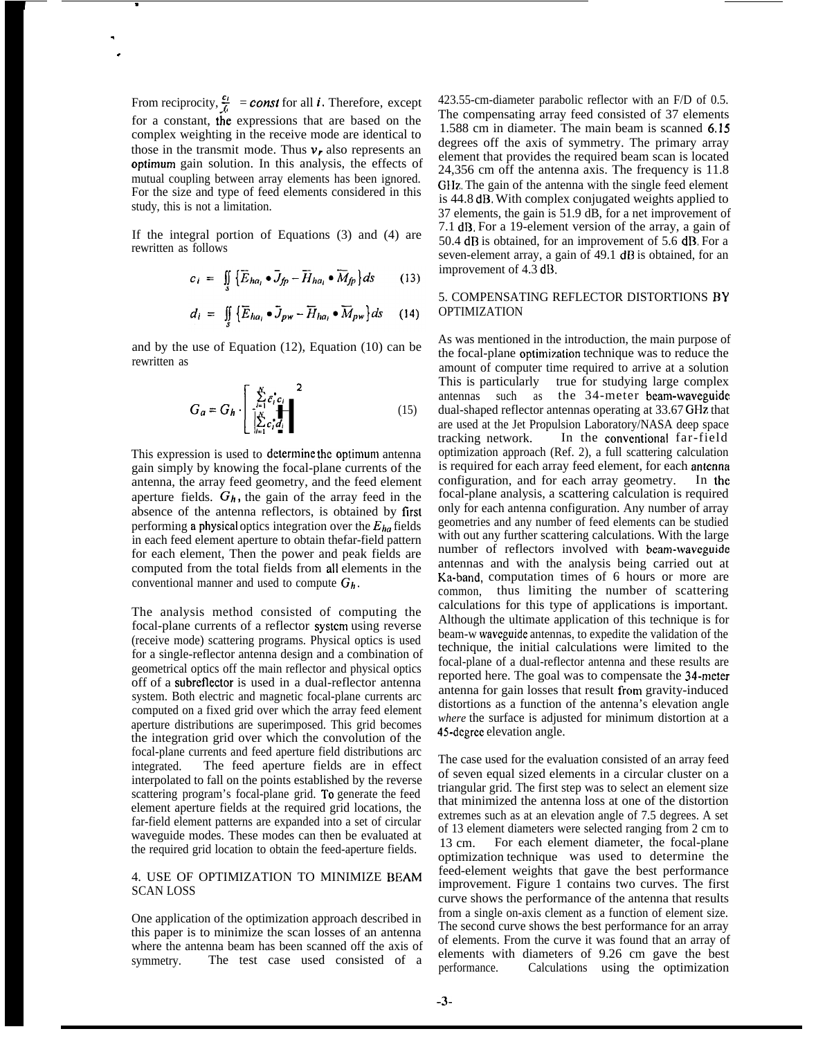From reciprocity, $\frac{c_i}{f_i}$ = *const* for all $i$. Therefore, except for a constant, the expressions that are based on the complex weighting in the receive mode are identical to those in the transmit mode. Thus $v_r$ also represents an optimum gain solution. In this analysis, the effects of mutual coupling between array elements has been ignored. For the size and type of feed elements considered in this study, this is not a limitation.

If the integral portion of Equations (3) and (4) are rewritten as follows

$$c_i = \iint_s \left\{ \bar{E}_{ha_i} \bullet \bar{J}_{fp} - \bar{H}_{ha_i} \bullet \bar{M}_{fp} \right\} ds \qquad (13)$$

$$d_i = \iint_s \left\{ \bar{E}_{ha_i} \bullet \bar{J}_{pw} - \bar{H}_{ha_i} \bullet \bar{M}_{pw} \right\} ds \qquad (14)$$

and by the use of Equation (12), Equation (10) can be rewritten as

$$G_a = G_h \cdot \left[ \frac{\sum_{i=1}^{N} c_i^* c_i}{\left| \sum_{i=1}^{N} c_i^* d_i \right|} \right]^2 \qquad (15)$$

This expression is used to determine the optimum antenna gain simply by knowing the focal-plane currents of the antenna, the array feed geometry, and the feed element aperture fields. $G_h$, the gain of the array feed in the absence of the antenna reflectors, is obtained by first performing a physical optics integration over the $E_{ha}$ fields in each feed element aperture to obtain thefar-field pattern for each element, Then the power and peak fields are computed from the total fields from all elements in the conventional manner and used to compute $G_h$.

The analysis method consisted of computing the focal-plane currents of a reflector system using reverse (receive mode) scattering programs. Physical optics is used for a single-reflector antenna design and a combination of geometrical optics off the main reflector and physical optics off of a subreflector is used in a dual-reflector antenna system. Both electric and magnetic focal-plane currents arc computed on a fixed grid over which the array feed element aperture distributions are superimposed. This grid becomes the integration grid over which the convolution of the focal-plane currents and feed aperture field distributions arc integrated. The feed aperture fields are in effect interpolated to fall on the points established by the reverse scattering program's focal-plane grid. To generate the feed element aperture fields at the required grid locations, the far-field element patterns are expanded into a set of circular waveguide modes. These modes can then be evaluated at the required grid location to obtain the feed-aperture fields.

## 4. USE OF OPTIMIZATION TO MINIMIZE BEAM SCAN LOSS

One application of the optimization approach described in this paper is to minimize the scan losses of an antenna where the antenna beam has been scanned off the axis of symmetry. The test case used consisted of a 423.55-cm-diameter parabolic reflector with an F/D of 0.5. The compensating array feed consisted of 37 elements 1.588 cm in diameter. The main beam is scanned 6.15 degrees off the axis of symmetry. The primary array element that provides the required beam scan is located 24,356 cm off the antenna axis. The frequency is 11.8 GHz. The gain of the antenna with the single feed element is 44.8 dB. With complex conjugated weights applied to 37 elements, the gain is 51.9 dB, for a net improvement of 7.1 dB. For a 19-element version of the array, a gain of 50.4 dB is obtained, for an improvement of 5.6 dB. For a seven-element array, a gain of 49.1 dB is obtained, for an improvement of 4.3 dB.

## 5. COMPENSATING REFLECTOR DISTORTIONS BY OPTIMIZATION

As was mentioned in the introduction, the main purpose of the focal-plane optimization technique was to reduce the amount of computer time required to arrive at a solution This is particularly true for studying large complex antennas such as the 34-meter beam-waveguide dual-shaped reflector antennas operating at 33.67 GHz that are used at the Jet Propulsion Laboratory/NASA deep space tracking network. In the conventional far-field optimization approach (Ref. 2), a full scattering calculation is required for each array feed element, for each antenna configuration, and for each array geometry. In the focal-plane analysis, a scattering calculation is required only for each antenna configuration. Any number of array geometries and any number of feed elements can be studied with out any further scattering calculations. With the large number of reflectors involved with beam-waveguide antennas and with the analysis being carried out at Ka-band, computation times of 6 hours or more are common, thus limiting the number of scattering calculations for this type of applications is important. Although the ultimate application of this technique is for beam-w waveguide antennas, to expedite the validation of the technique, the initial calculations were limited to the focal-plane of a dual-reflector antenna and these results are reported here. The goal was to compensate the 34-meter antenna for gain losses that result from gravity-induced distortions as a function of the antenna's elevation angle *where* the surface is adjusted for minimum distortion at a 45-degree elevation angle.

The case used for the evaluation consisted of an array feed of seven equal sized elements in a circular cluster on a triangular grid. The first step was to select an element size that minimized the antenna loss at one of the distortion extremes such as at an elevation angle of 7.5 degrees. A set of 13 element diameters were selected ranging from 2 cm to 13 cm. For each element diameter, the focal-plane optimization technique was used to determine the feed-element weights that gave the best performance improvement. Figure 1 contains two curves. The first curve shows the performance of the antenna that results from a single on-axis clement as a function of element size. The second curve shows the best performance for an array of elements. From the curve it was found that an array of elements with diameters of 9.26 cm gave the best performance. Calculations using the optimization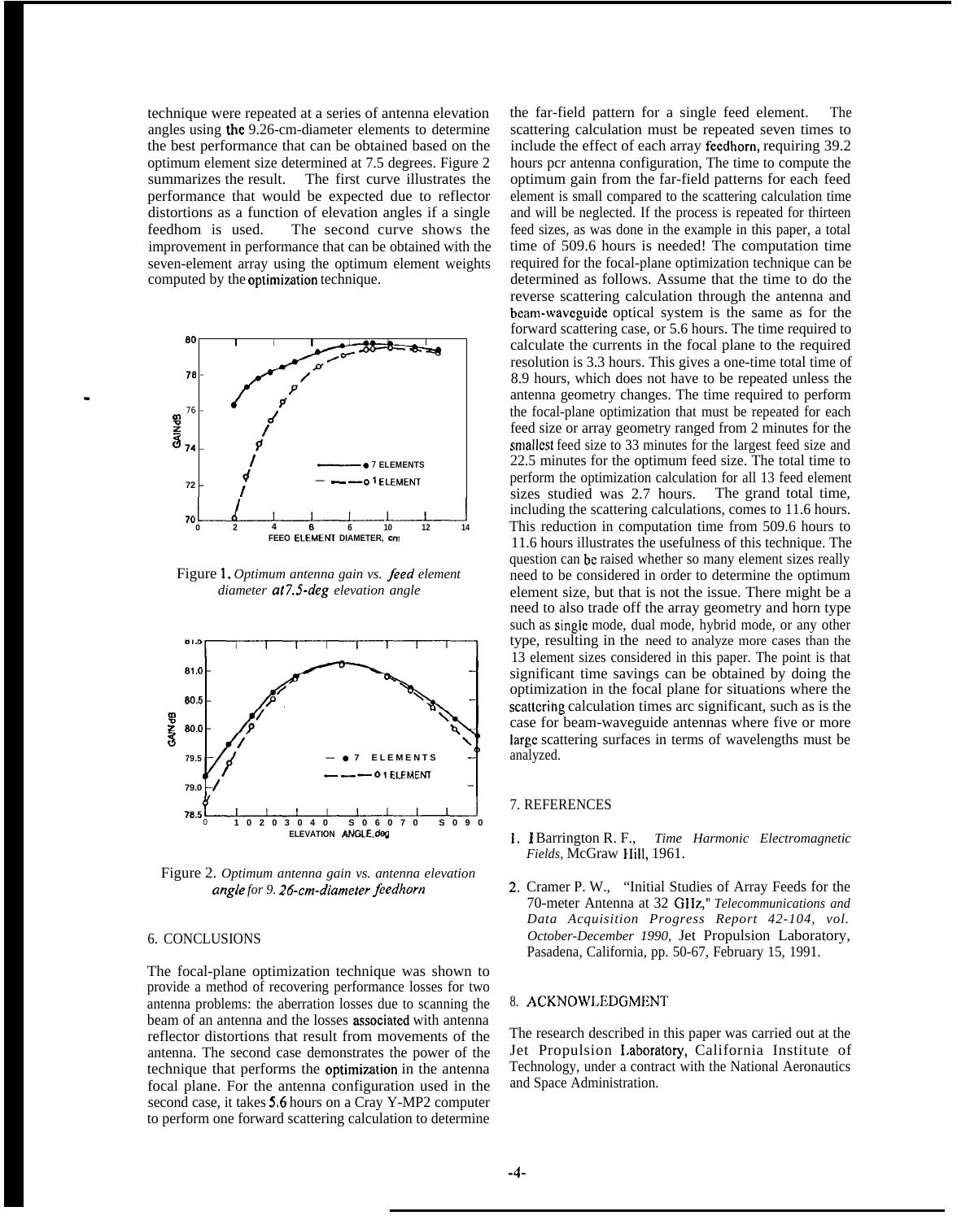technique were repeated at a series of antenna elevation angles using the 9.26-cm-diameter elements to determine the best performance that can be obtained based on the optimum element size determined at 7.5 degrees. Figure 2 summarizes the result. The first curve illustrates the performance that would be expected due to reflector distortions as a function of elevation angles if a single feedhom is used. The second curve shows the improvement in performance that can be obtained with the seven-element array using the optimum element weights computed by the optimization technique.

GAIN dB
80
78
76
74
72
70
0 2 4 6 8 10 12 14
FEED ELEMENT DIAMETER, cm
7 ELEMENTS
1 ELEMENT

Figure 1. *Optimum antenna gain vs. feed element diameter at 7.5-deg elevation angle*

GAIN dB
81.5
81.0
80.5
80.0
79.5
79.0
78.5
0 10 20 30 40 50 60 70 80 90
ELEVATION ANGLE, deg
7 ELEMENTS
1 ELEMENT

Figure 2. *Optimum antenna gain vs. antenna elevation angle for 9.26-cm-diameter feedhorn*

## 6. CONCLUSIONS

The focal-plane optimization technique was shown to provide a method of recovering performance losses for two antenna problems: the aberration losses due to scanning the beam of an antenna and the losses associated with antenna reflector distortions that result from movements of the antenna. The second case demonstrates the power of the technique that performs the optimization in the antenna focal plane. For the antenna configuration used in the second case, it takes 5.6 hours on a Cray Y-MP2 computer to perform one forward scattering calculation to determine the far-field pattern for a single feed element. The scattering calculation must be repeated seven times to include the effect of each array feedhorn, requiring 39.2 hours pcr antenna configuration, The time to compute the optimum gain from the far-field patterns for each feed element is small compared to the scattering calculation time and will be neglected. If the process is repeated for thirteen feed sizes, as was done in the example in this paper, a total time of 509.6 hours is needed! The computation time required for the focal-plane optimization technique can be determined as follows. Assume that the time to do the reverse scattering calculation through the antenna and beam-waveguide optical system is the same as for the forward scattering case, or 5.6 hours. The time required to calculate the currents in the focal plane to the required resolution is 3.3 hours. This gives a one-time total time of 8.9 hours, which does not have to be repeated unless the antenna geometry changes. The time required to perform the focal-plane optimization that must be repeated for each feed size or array geometry ranged from 2 minutes for the smallest feed size to 33 minutes for the largest feed size and 22.5 minutes for the optimum feed size. The total time to perform the optimization calculation for all 13 feed element sizes studied was 2.7 hours. The grand total time, including the scattering calculations, comes to 11.6 hours. This reduction in computation time from 509.6 hours to 11.6 hours illustrates the usefulness of this technique. The question can be raised whether so many element sizes really need to be considered in order to determine the optimum element size, but that is not the issue. There might be a need to also trade off the array geometry and horn type such as single mode, dual mode, hybrid mode, or any other type, resulting in the need to analyze more cases than the 13 element sizes considered in this paper. The point is that significant time savings can be obtained by doing the optimization in the focal plane for situations where the scattering calculation times arc significant, such as is the case for beam-waveguide antennas where five or more large scattering surfaces in terms of wavelengths must be analyzed.

## 7. REFERENCES

1. Barrington R. F., *Time Harmonic Electromagnetic Fields,* McGraw Hill, 1961.
2. Cramer P. W., "Initial Studies of Array Feeds for the 70-meter Antenna at 32 GHz," *Telecommunications and Data Acquisition Progress Report 42-104, vol. October-December 1990,* Jet Propulsion Laboratory, Pasadena, California, pp. 50-67, February 15, 1991.

## 8. ACKNOWLEDGMENT

The research described in this paper was carried out at the Jet Propulsion Laboratory, California Institute of Technology, under a contract with the National Aeronautics and Space Administration.